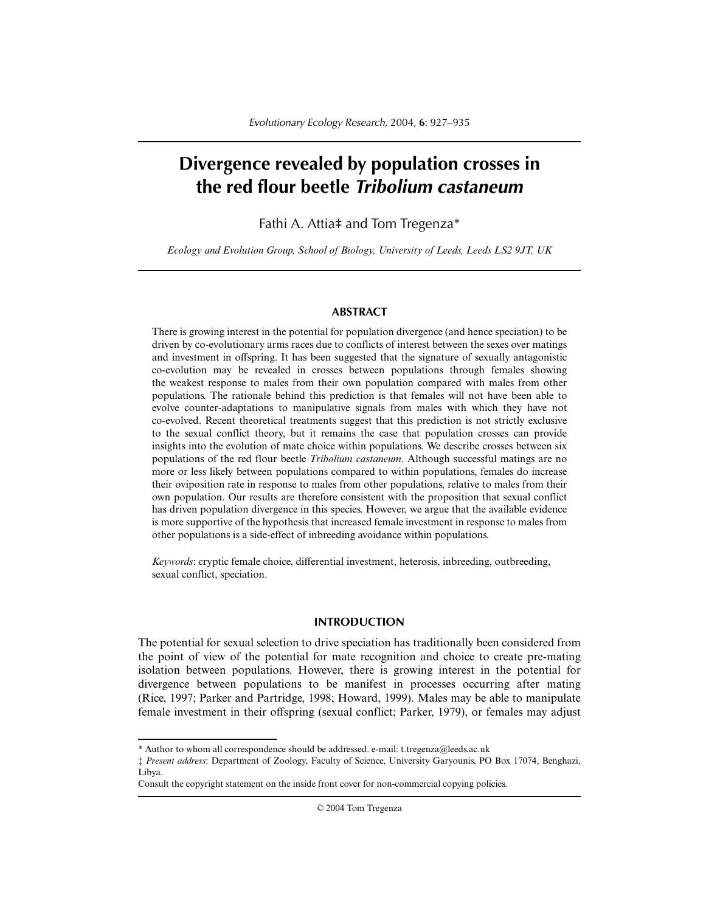# Divergence revealed by population crosses in the red flour beetle *Tribolium castaneum*

Fathi A. Attia‡ and Tom Tregenza*

*Ecology and Evolution Group, School of Biology, University of Leeds, Leeds LS2 9JT, UK*

## ABSTRACT

There is growing interest in the potential for population divergence (and hence speciation) to be driven by co-evolutionary arms races due to conflicts of interest between the sexes over matings and investment in offspring. It has been suggested that the signature of sexually antagonistic co-evolution may be revealed in crosses between populations through females showing the weakest response to males from their own population compared with males from other populations. The rationale behind this prediction is that females will not have been able to evolve counter-adaptations to manipulative signals from males with which they have not co-evolved. Recent theoretical treatments suggest that this prediction is not strictly exclusive to the sexual conflict theory, but it remains the case that population crosses can provide insights into the evolution of mate choice within populations. We describe crosses between six populations of the red flour beetle *Tribolium castaneum*. Although successful matings are no more or less likely between populations compared to within populations, females do increase their oviposition rate in response to males from other populations, relative to males from their own population. Our results are therefore consistent with the proposition that sexual conflict has driven population divergence in this species. However, we argue that the available evidence is more supportive of the hypothesis that increased female investment in response to males from other populations is a side-effect of inbreeding avoidance within populations.

*Keywords*: cryptic female choice, differential investment, heterosis, inbreeding, outbreeding, sexual conflict, speciation.

## INTRODUCTION

The potential for sexual selection to drive speciation has traditionally been considered from the point of view of the potential for mate recognition and choice to create pre-mating isolation between populations. However, there is growing interest in the potential for divergence between populations to be manifest in processes occurring after mating (Rice, 1997; Parker and Partridge, 1998; Howard, 1999). Males may be able to manipulate female investment in their offspring (sexual conflict; Parker, 1979), or females may adjust

---

* Author to whom all correspondence should be addressed. e-mail: t.tregenza@leeds.ac.uk

‡ *Present address*: Department of Zoology, Faculty of Science, University Garyounis, PO Box 17074, Benghazi, Libya.

Consult the copyright statement on the inside front cover for non-commercial copying policies.

© 2004 Tom Tregenza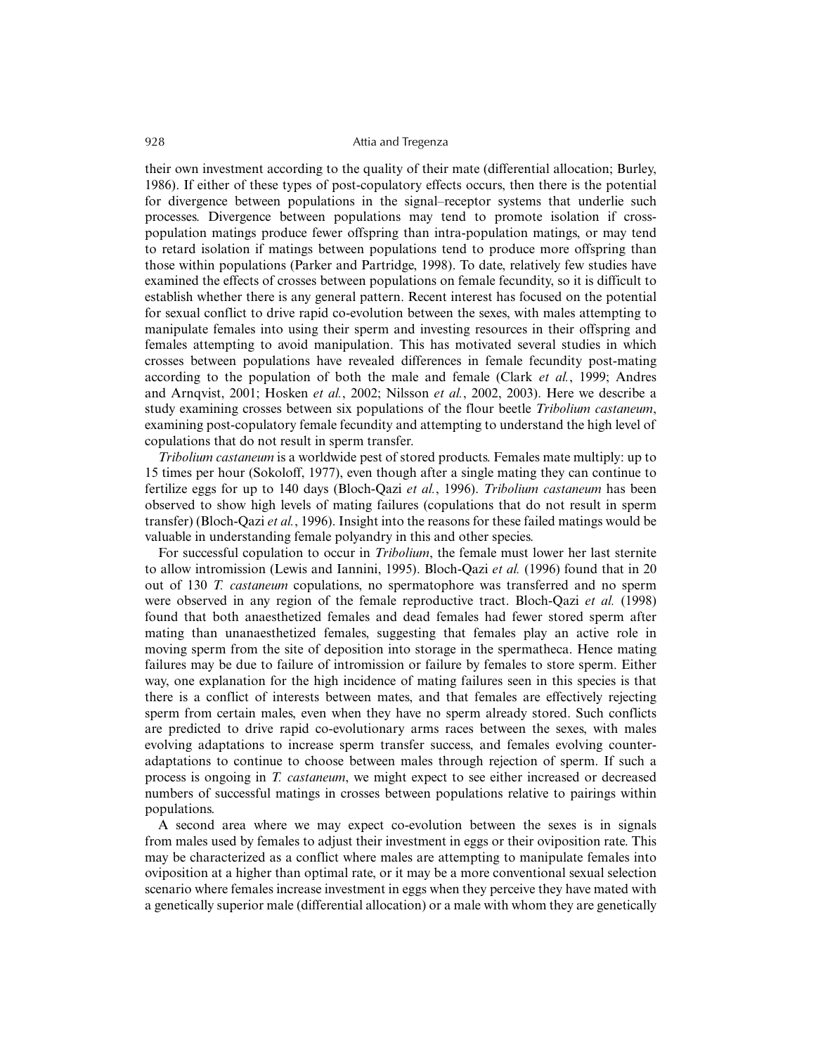their own investment according to the quality of their mate (differential allocation; Burley, 1986). If either of these types of post-copulatory effects occurs, then there is the potential for divergence between populations in the signal–receptor systems that underlie such processes. Divergence between populations may tend to promote isolation if cross-population matings produce fewer offspring than intra-population matings, or may tend to retard isolation if matings between populations tend to produce more offspring than those within populations (Parker and Partridge, 1998). To date, relatively few studies have examined the effects of crosses between populations on female fecundity, so it is difficult to establish whether there is any general pattern. Recent interest has focused on the potential for sexual conflict to drive rapid co-evolution between the sexes, with males attempting to manipulate females into using their sperm and investing resources in their offspring and females attempting to avoid manipulation. This has motivated several studies in which crosses between populations have revealed differences in female fecundity post-mating according to the population of both the male and female (Clark *et al.*, 1999; Andres and Arnqvist, 2001; Hosken *et al.*, 2002; Nilsson *et al.*, 2002, 2003). Here we describe a study examining crosses between six populations of the flour beetle *Tribolium castaneum*, examining post-copulatory female fecundity and attempting to understand the high level of copulations that do not result in sperm transfer.

*Tribolium castaneum* is a worldwide pest of stored products. Females mate multiply: up to 15 times per hour (Sokoloff, 1977), even though after a single mating they can continue to fertilize eggs for up to 140 days (Bloch-Qazi *et al.*, 1996). *Tribolium castaneum* has been observed to show high levels of mating failures (copulations that do not result in sperm transfer) (Bloch-Qazi *et al.*, 1996). Insight into the reasons for these failed matings would be valuable in understanding female polyandry in this and other species.

For successful copulation to occur in *Tribolium*, the female must lower her last sternite to allow intromission (Lewis and Iannini, 1995). Bloch-Qazi *et al.* (1996) found that in 20 out of 130 *T. castaneum* copulations, no spermatophore was transferred and no sperm were observed in any region of the female reproductive tract. Bloch-Qazi *et al.* (1998) found that both anaesthetized females and dead females had fewer stored sperm after mating than unanaesthetized females, suggesting that females play an active role in moving sperm from the site of deposition into storage in the spermatheca. Hence mating failures may be due to failure of intromission or failure by females to store sperm. Either way, one explanation for the high incidence of mating failures seen in this species is that there is a conflict of interests between mates, and that females are effectively rejecting sperm from certain males, even when they have no sperm already stored. Such conflicts are predicted to drive rapid co-evolutionary arms races between the sexes, with males evolving adaptations to increase sperm transfer success, and females evolving counter-adaptations to continue to choose between males through rejection of sperm. If such a process is ongoing in *T. castaneum*, we might expect to see either increased or decreased numbers of successful matings in crosses between populations relative to pairings within populations.

A second area where we may expect co-evolution between the sexes is in signals from males used by females to adjust their investment in eggs or their oviposition rate. This may be characterized as a conflict where males are attempting to manipulate females into oviposition at a higher than optimal rate, or it may be a more conventional sexual selection scenario where females increase investment in eggs when they perceive they have mated with a genetically superior male (differential allocation) or a male with whom they are genetically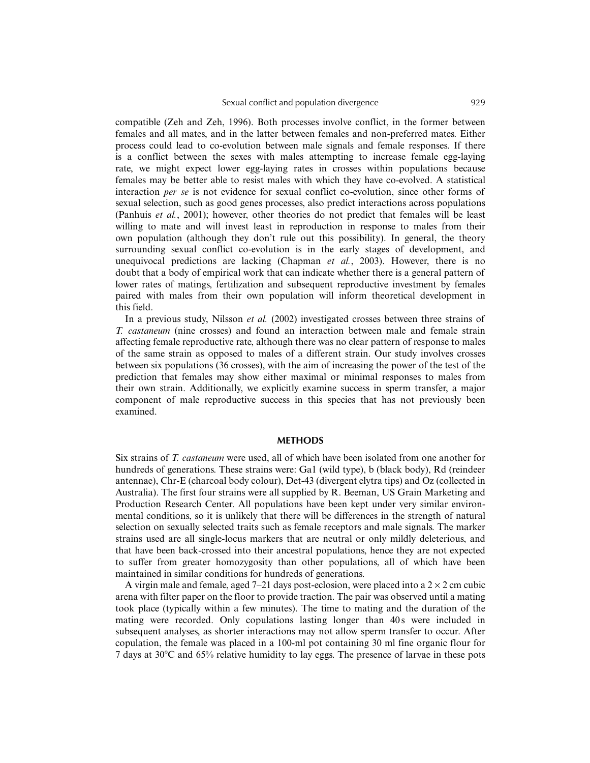compatible (Zeh and Zeh, 1996). Both processes involve conflict, in the former between females and all mates, and in the latter between females and non-preferred mates. Either process could lead to co-evolution between male signals and female responses. If there is a conflict between the sexes with males attempting to increase female egg-laying rate, we might expect lower egg-laying rates in crosses within populations because females may be better able to resist males with which they have co-evolved. A statistical interaction *per se* is not evidence for sexual conflict co-evolution, since other forms of sexual selection, such as good genes processes, also predict interactions across populations (Panhuis *et al.*, 2001); however, other theories do not predict that females will be least willing to mate and will invest least in reproduction in response to males from their own population (although they don't rule out this possibility). In general, the theory surrounding sexual conflict co-evolution is in the early stages of development, and unequivocal predictions are lacking (Chapman *et al.*, 2003). However, there is no doubt that a body of empirical work that can indicate whether there is a general pattern of lower rates of matings, fertilization and subsequent reproductive investment by females paired with males from their own population will inform theoretical development in this field.

In a previous study, Nilsson *et al.* (2002) investigated crosses between three strains of *T. castaneum* (nine crosses) and found an interaction between male and female strain affecting female reproductive rate, although there was no clear pattern of response to males of the same strain as opposed to males of a different strain. Our study involves crosses between six populations (36 crosses), with the aim of increasing the power of the test of the prediction that females may show either maximal or minimal responses to males from their own strain. Additionally, we explicitly examine success in sperm transfer, a major component of male reproductive success in this species that has not previously been examined.

## METHODS

Six strains of *T. castaneum* were used, all of which have been isolated from one another for hundreds of generations. These strains were: Ga1 (wild type), b (black body), Rd (reindeer antennae), Chr-E (charcoal body colour), Det-43 (divergent elytra tips) and Oz (collected in Australia). The first four strains were all supplied by R. Beeman, US Grain Marketing and Production Research Center. All populations have been kept under very similar environmental conditions, so it is unlikely that there will be differences in the strength of natural selection on sexually selected traits such as female receptors and male signals. The marker strains used are all single-locus markers that are neutral or only mildly deleterious, and that have been back-crossed into their ancestral populations, hence they are not expected to suffer from greater homozygosity than other populations, all of which have been maintained in similar conditions for hundreds of generations.

A virgin male and female, aged 7–21 days post-eclosion, were placed into a $2 \times 2$ cm cubic arena with filter paper on the floor to provide traction. The pair was observed until a mating took place (typically within a few minutes). The time to mating and the duration of the mating were recorded. Only copulations lasting longer than 40 s were included in subsequent analyses, as shorter interactions may not allow sperm transfer to occur. After copulation, the female was placed in a 100-ml pot containing 30 ml fine organic flour for 7 days at 30°C and 65% relative humidity to lay eggs. The presence of larvae in these pots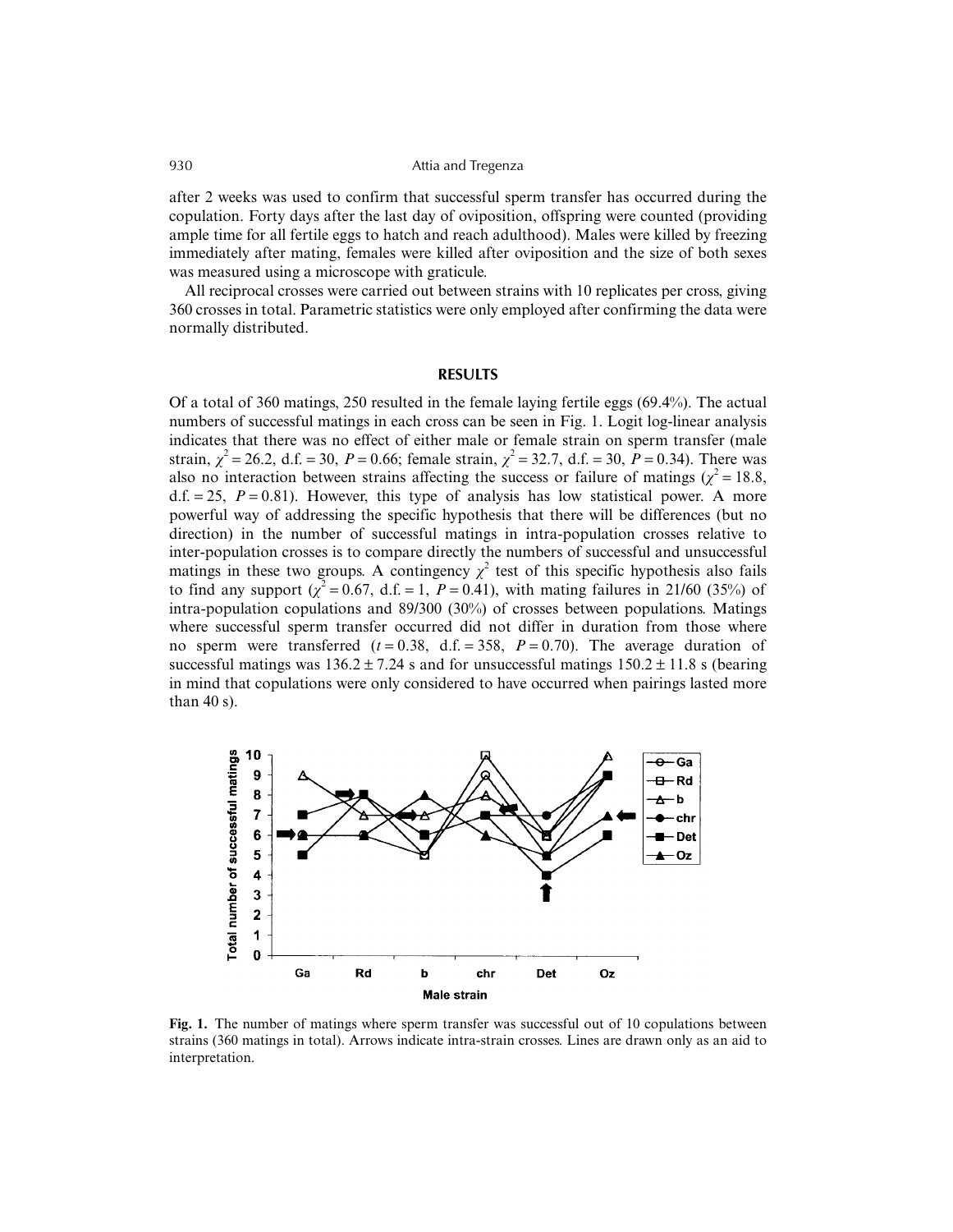after 2 weeks was used to confirm that successful sperm transfer has occurred during the copulation. Forty days after the last day of oviposition, offspring were counted (providing ample time for all fertile eggs to hatch and reach adulthood). Males were killed by freezing immediately after mating, females were killed after oviposition and the size of both sexes was measured using a microscope with graticule.

All reciprocal crosses were carried out between strains with 10 replicates per cross, giving 360 crosses in total. Parametric statistics were only employed after confirming the data were normally distributed.

## RESULTS

Of a total of 360 matings, 250 resulted in the female laying fertile eggs (69.4%). The actual numbers of successful matings in each cross can be seen in Fig. 1. Logit log-linear analysis indicates that there was no effect of either male or female strain on sperm transfer (male strain, $\chi^2 = 26.2$, d.f. = 30, $P = 0.66$; female strain, $\chi^2 = 32.7$, d.f. = 30, $P = 0.34$). There was also no interaction between strains affecting the success or failure of matings ($\chi^2 = 18.8$, d.f. = 25, $P = 0.81$). However, this type of analysis has low statistical power. A more powerful way of addressing the specific hypothesis that there will be differences (but no direction) in the number of successful matings in intra-population crosses relative to inter-population crosses is to compare directly the numbers of successful and unsuccessful matings in these two groups. A contingency $\chi^2$ test of this specific hypothesis also fails to find any support ($\chi^2 = 0.67$, d.f. = 1, $P = 0.41$), with mating failures in 21/60 (35%) of intra-population copulations and 89/300 (30%) of crosses between populations. Matings where successful sperm transfer occurred did not differ in duration from those where no sperm were transferred ($t = 0.38$, d.f. = 358, $P = 0.70$). The average duration of successful matings was $136.2 \pm 7.24$ s and for unsuccessful matings $150.2 \pm 11.8$ s (bearing in mind that copulations were only considered to have occurred when pairings lasted more than 40 s).

**Fig. 1.** The number of matings where sperm transfer was successful out of 10 copulations between strains (360 matings in total). Arrows indicate intra-strain crosses. Lines are drawn only as an aid to interpretation.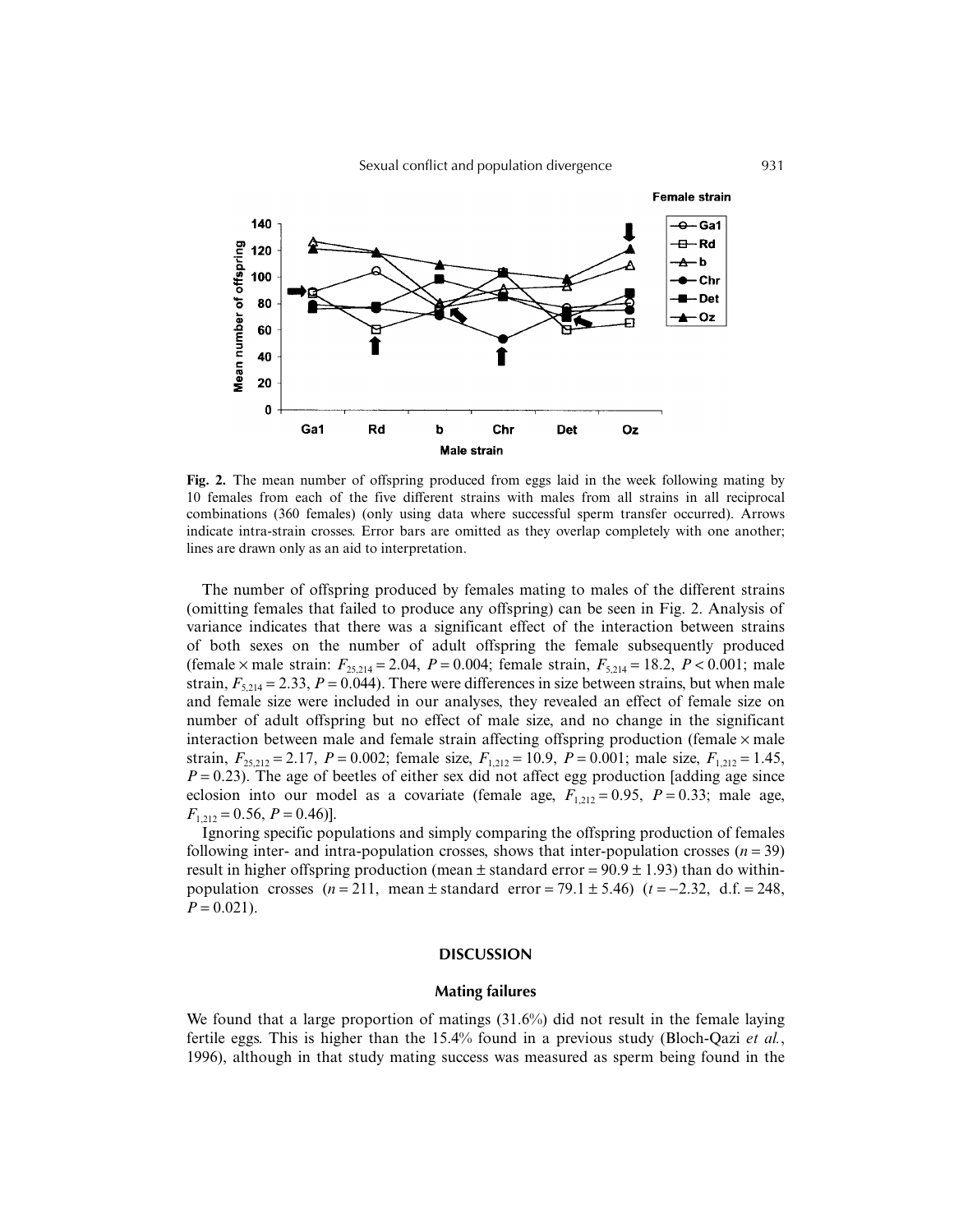**Fig. 2.** The mean number of offspring produced from eggs laid in the week following mating by 10 females from each of the five different strains with males from all strains in all reciprocal combinations (360 females) (only using data where successful sperm transfer occurred). Arrows indicate intra-strain crosses. Error bars are omitted as they overlap completely with one another; lines are drawn only as an aid to interpretation.

The number of offspring produced by females mating to males of the different strains (omitting females that failed to produce any offspring) can be seen in Fig. 2. Analysis of variance indicates that there was a significant effect of the interaction between strains of both sexes on the number of adult offspring the female subsequently produced (female × male strain: $F_{25,214} = 2.04$, $P = 0.004$; female strain, $F_{5,214} = 18.2$, $P < 0.001$; male strain, $F_{5,214} = 2.33$, $P = 0.044$). There were differences in size between strains, but when male and female size were included in our analyses, they revealed an effect of female size on number of adult offspring but no effect of male size, and no change in the significant interaction between male and female strain affecting offspring production (female × male strain, $F_{25,212} = 2.17$, $P = 0.002$; female size, $F_{1,212} = 10.9$, $P = 0.001$; male size, $F_{1,212} = 1.45$, $P = 0.23$). The age of beetles of either sex did not affect egg production [adding age since eclosion into our model as a covariate (female age, $F_{1,212} = 0.95$, $P = 0.33$; male age, $F_{1,212} = 0.56$, $P = 0.46$)].

Ignoring specific populations and simply comparing the offspring production of females following inter- and intra-population crosses, shows that inter-population crosses ($n = 39$) result in higher offspring production (mean ± standard error = 90.9 ± 1.93) than do within-population crosses ($n = 211$, mean ± standard error = 79.1 ± 5.46) ($t = -2.32$, d.f. = 248, $P = 0.021$).

## DISCUSSION

### Mating failures

We found that a large proportion of matings (31.6%) did not result in the female laying fertile eggs. This is higher than the 15.4% found in a previous study (Bloch-Qazi *et al.*, 1996), although in that study mating success was measured as sperm being found in the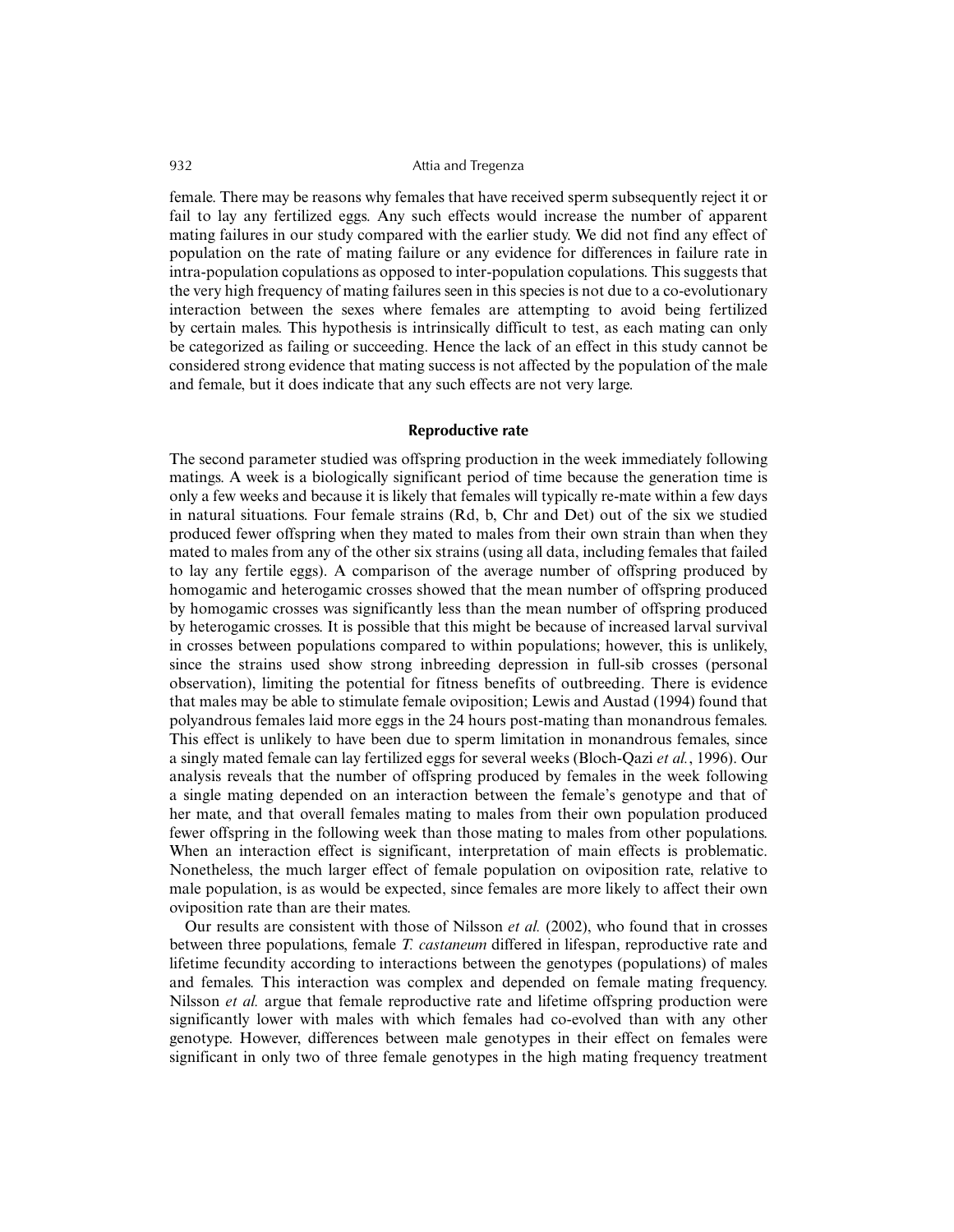female. There may be reasons why females that have received sperm subsequently reject it or fail to lay any fertilized eggs. Any such effects would increase the number of apparent mating failures in our study compared with the earlier study. We did not find any effect of population on the rate of mating failure or any evidence for differences in failure rate in intra-population copulations as opposed to inter-population copulations. This suggests that the very high frequency of mating failures seen in this species is not due to a co-evolutionary interaction between the sexes where females are attempting to avoid being fertilized by certain males. This hypothesis is intrinsically difficult to test, as each mating can only be categorized as failing or succeeding. Hence the lack of an effect in this study cannot be considered strong evidence that mating success is not affected by the population of the male and female, but it does indicate that any such effects are not very large.

## Reproductive rate

The second parameter studied was offspring production in the week immediately following matings. A week is a biologically significant period of time because the generation time is only a few weeks and because it is likely that females will typically re-mate within a few days in natural situations. Four female strains (Rd, b, Chr and Det) out of the six we studied produced fewer offspring when they mated to males from their own strain than when they mated to males from any of the other six strains (using all data, including females that failed to lay any fertile eggs). A comparison of the average number of offspring produced by homogamic and heterogamic crosses showed that the mean number of offspring produced by homogamic crosses was significantly less than the mean number of offspring produced by heterogamic crosses. It is possible that this might be because of increased larval survival in crosses between populations compared to within populations; however, this is unlikely, since the strains used show strong inbreeding depression in full-sib crosses (personal observation), limiting the potential for fitness benefits of outbreeding. There is evidence that males may be able to stimulate female oviposition; Lewis and Austad (1994) found that polyandrous females laid more eggs in the 24 hours post-mating than monandrous females. This effect is unlikely to have been due to sperm limitation in monandrous females, since a singly mated female can lay fertilized eggs for several weeks (Bloch-Qazi *et al.*, 1996). Our analysis reveals that the number of offspring produced by females in the week following a single mating depended on an interaction between the female's genotype and that of her mate, and that overall females mating to males from their own population produced fewer offspring in the following week than those mating to males from other populations. When an interaction effect is significant, interpretation of main effects is problematic. Nonetheless, the much larger effect of female population on oviposition rate, relative to male population, is as would be expected, since females are more likely to affect their own oviposition rate than are their mates.

Our results are consistent with those of Nilsson *et al.* (2002), who found that in crosses between three populations, female *T. castaneum* differed in lifespan, reproductive rate and lifetime fecundity according to interactions between the genotypes (populations) of males and females. This interaction was complex and depended on female mating frequency. Nilsson *et al.* argue that female reproductive rate and lifetime offspring production were significantly lower with males with which females had co-evolved than with any other genotype. However, differences between male genotypes in their effect on females were significant in only two of three female genotypes in the high mating frequency treatment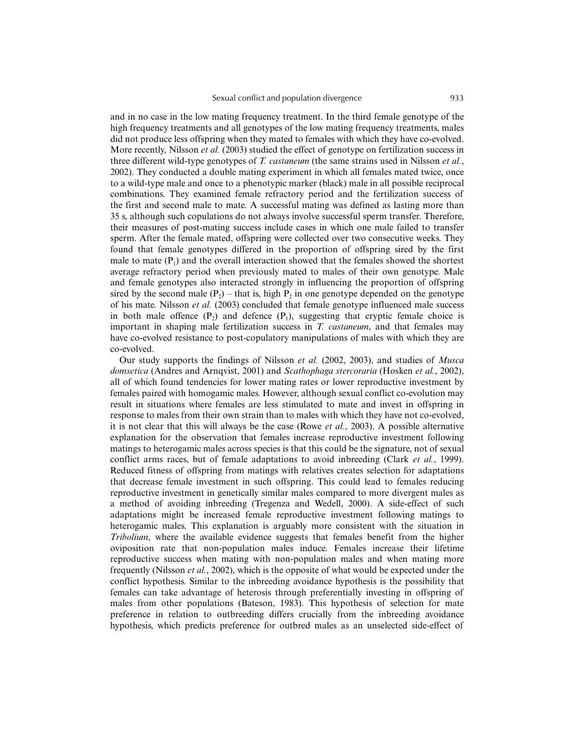and in no case in the low mating frequency treatment. In the third female genotype of the high frequency treatments and all genotypes of the low mating frequency treatments, males did not produce less offspring when they mated to females with which they have co-evolved. More recently, Nilsson *et al.* (2003) studied the effect of genotype on fertilization success in three different wild-type genotypes of *T. castaneum* (the same strains used in Nilsson *et al.*, 2002). They conducted a double mating experiment in which all females mated twice, once to a wild-type male and once to a phenotypic marker (black) male in all possible reciprocal combinations. They examined female refractory period and the fertilization success of the first and second male to mate. A successful mating was defined as lasting more than 35 s, although such copulations do not always involve successful sperm transfer. Therefore, their measures of post-mating success include cases in which one male failed to transfer sperm. After the female mated, offspring were collected over two consecutive weeks. They found that female genotypes differed in the proportion of offspring sired by the first male to mate ($P_1$) and the overall interaction showed that the females showed the shortest average refractory period when previously mated to males of their own genotype. Male and female genotypes also interacted strongly in influencing the proportion of offspring sired by the second male ($P_2$) – that is, high $P_2$ in one genotype depended on the genotype of his mate. Nilsson *et al.* (2003) concluded that female genotype influenced male success in both male offence ($P_2$) and defence ($P_1$), suggesting that cryptic female choice is important in shaping male fertilization success in *T. castaneum*, and that females may have co-evolved resistance to post-copulatory manipulations of males with which they are co-evolved.

Our study supports the findings of Nilsson *et al.* (2002, 2003), and studies of *Musca domsetica* (Andres and Arnqvist, 2001) and *Scathophaga stercoraria* (Hosken *et al.*, 2002), all of which found tendencies for lower mating rates or lower reproductive investment by females paired with homogamic males. However, although sexual conflict co-evolution may result in situations where females are less stimulated to mate and invest in offspring in response to males from their own strain than to males with which they have not co-evolved, it is not clear that this will always be the case (Rowe *et al.*, 2003). A possible alternative explanation for the observation that females increase reproductive investment following matings to heterogamic males across species is that this could be the signature, not of sexual conflict arms races, but of female adaptations to avoid inbreeding (Clark *et al.*, 1999). Reduced fitness of offspring from matings with relatives creates selection for adaptations that decrease female investment in such offspring. This could lead to females reducing reproductive investment in genetically similar males compared to more divergent males as a method of avoiding inbreeding (Tregenza and Wedell, 2000). A side-effect of such adaptations might be increased female reproductive investment following matings to heterogamic males. This explanation is arguably more consistent with the situation in *Tribolium*, where the available evidence suggests that females benefit from the higher oviposition rate that non-population males induce. Females increase their lifetime reproductive success when mating with non-population males and when mating more frequently (Nilsson *et al.*, 2002), which is the opposite of what would be expected under the conflict hypothesis. Similar to the inbreeding avoidance hypothesis is the possibility that females can take advantage of heterosis through preferentially investing in offspring of males from other populations (Bateson, 1983). This hypothesis of selection for mate preference in relation to outbreeding differs crucially from the inbreeding avoidance hypothesis, which predicts preference for outbred males as an unselected side-effect of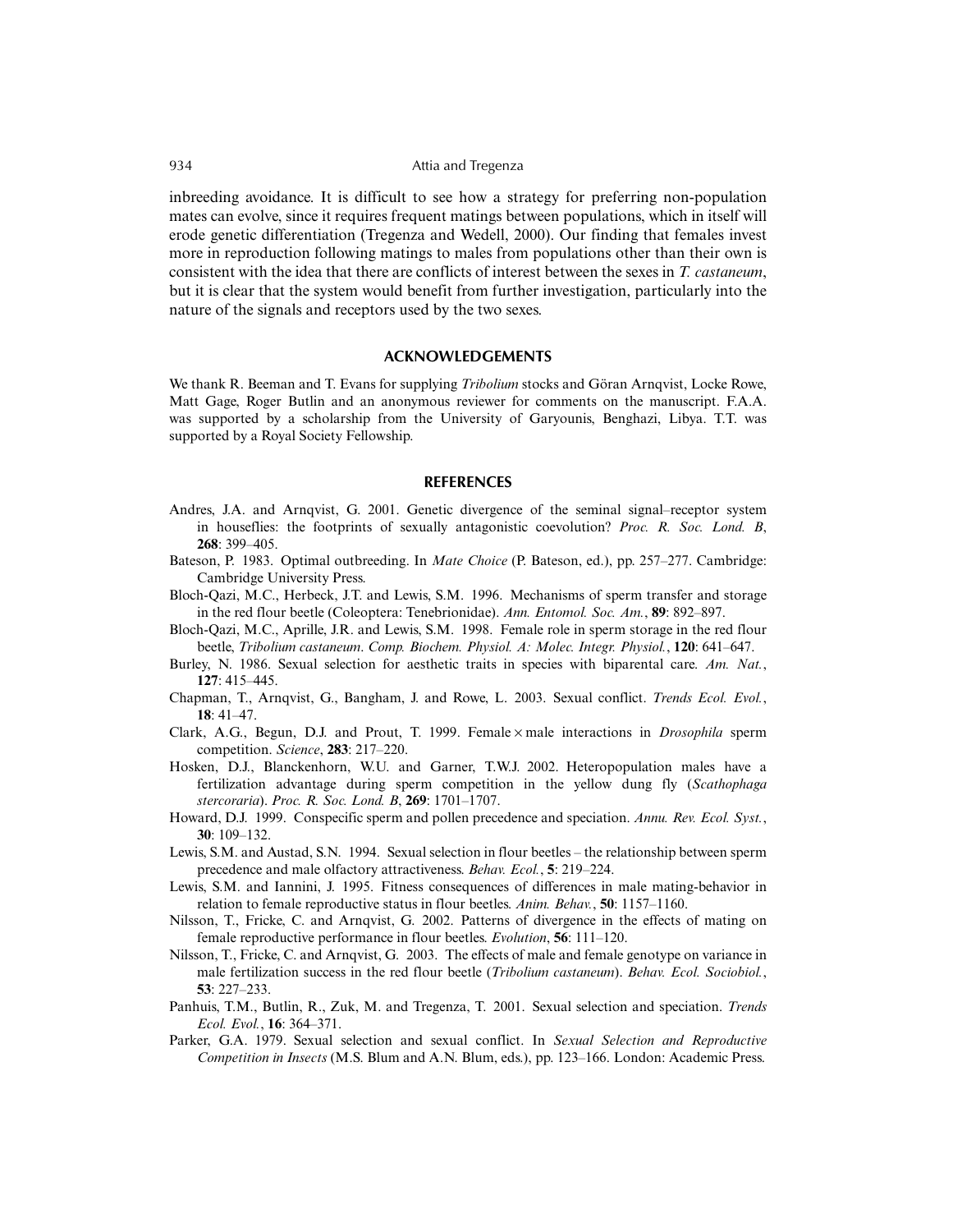inbreeding avoidance. It is difficult to see how a strategy for preferring non-population mates can evolve, since it requires frequent matings between populations, which in itself will erode genetic differentiation (Tregenza and Wedell, 2000). Our finding that females invest more in reproduction following matings to males from populations other than their own is consistent with the idea that there are conflicts of interest between the sexes in *T. castaneum*, but it is clear that the system would benefit from further investigation, particularly into the nature of the signals and receptors used by the two sexes.

## ACKNOWLEDGEMENTS

We thank R. Beeman and T. Evans for supplying *Tribolium* stocks and Göran Arnqvist, Locke Rowe, Matt Gage, Roger Butlin and an anonymous reviewer for comments on the manuscript. F.A.A. was supported by a scholarship from the University of Garyounis, Benghazi, Libya. T.T. was supported by a Royal Society Fellowship.

## REFERENCES

Andres, J.A. and Arnqvist, G. 2001. Genetic divergence of the seminal signal–receptor system in houseflies: the footprints of sexually antagonistic coevolution? *Proc. R. Soc. Lond. B*, **268**: 399–405.

Bateson, P. 1983. Optimal outbreeding. In *Mate Choice* (P. Bateson, ed.), pp. 257–277. Cambridge: Cambridge University Press.

Bloch-Qazi, M.C., Herbeck, J.T. and Lewis, S.M. 1996. Mechanisms of sperm transfer and storage in the red flour beetle (Coleoptera: Tenebrionidae). *Ann. Entomol. Soc. Am.*, **89**: 892–897.

Bloch-Qazi, M.C., Aprille, J.R. and Lewis, S.M. 1998. Female role in sperm storage in the red flour beetle, *Tribolium castaneum*. *Comp. Biochem. Physiol. A: Molec. Integr. Physiol.*, **120**: 641–647.

Burley, N. 1986. Sexual selection for aesthetic traits in species with biparental care. *Am. Nat.*, **127**: 415–445.

Chapman, T., Arnqvist, G., Bangham, J. and Rowe, L. 2003. Sexual conflict. *Trends Ecol. Evol.*, **18**: 41–47.

Clark, A.G., Begun, D.J. and Prout, T. 1999. Female × male interactions in *Drosophila* sperm competition. *Science*, **283**: 217–220.

Hosken, D.J., Blanckenhorn, W.U. and Garner, T.W.J. 2002. Heteropopulation males have a fertilization advantage during sperm competition in the yellow dung fly (*Scathophaga stercoraria*). *Proc. R. Soc. Lond. B*, **269**: 1701–1707.

Howard, D.J. 1999. Conspecific sperm and pollen precedence and speciation. *Annu. Rev. Ecol. Syst.*, **30**: 109–132.

Lewis, S.M. and Austad, S.N. 1994. Sexual selection in flour beetles – the relationship between sperm precedence and male olfactory attractiveness. *Behav. Ecol.*, **5**: 219–224.

Lewis, S.M. and Iannini, J. 1995. Fitness consequences of differences in male mating-behavior in relation to female reproductive status in flour beetles. *Anim. Behav.*, **50**: 1157–1160.

Nilsson, T., Fricke, C. and Arnqvist, G. 2002. Patterns of divergence in the effects of mating on female reproductive performance in flour beetles. *Evolution*, **56**: 111–120.

Nilsson, T., Fricke, C. and Arnqvist, G. 2003. The effects of male and female genotype on variance in male fertilization success in the red flour beetle (*Tribolium castaneum*). *Behav. Ecol. Sociobiol.*, **53**: 227–233.

Panhuis, T.M., Butlin, R., Zuk, M. and Tregenza, T. 2001. Sexual selection and speciation. *Trends Ecol. Evol.*, **16**: 364–371.

Parker, G.A. 1979. Sexual selection and sexual conflict. In *Sexual Selection and Reproductive Competition in Insects* (M.S. Blum and A.N. Blum, eds.), pp. 123–166. London: Academic Press.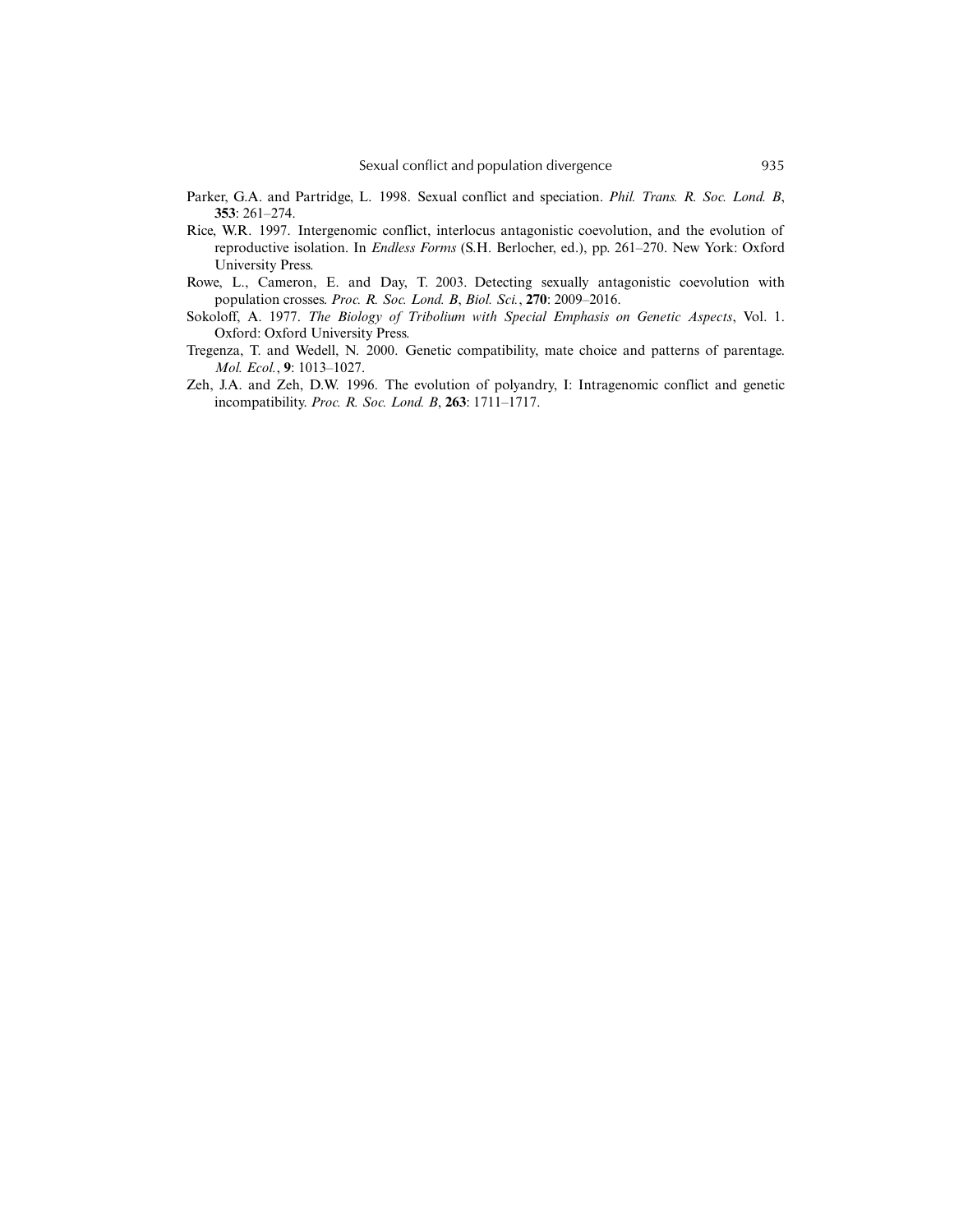Parker, G.A. and Partridge, L. 1998. Sexual conflict and speciation. *Phil. Trans. R. Soc. Lond. B*, **353**: 261–274.

Rice, W.R. 1997. Intergenomic conflict, interlocus antagonistic coevolution, and the evolution of reproductive isolation. In *Endless Forms* (S.H. Berlocher, ed.), pp. 261–270. New York: Oxford University Press.

Rowe, L., Cameron, E. and Day, T. 2003. Detecting sexually antagonistic coevolution with population crosses. *Proc. R. Soc. Lond. B*, *Biol. Sci.*, **270**: 2009–2016.

Sokoloff, A. 1977. *The Biology of Tribolium with Special Emphasis on Genetic Aspects*, Vol. 1. Oxford: Oxford University Press.

Tregenza, T. and Wedell, N. 2000. Genetic compatibility, mate choice and patterns of parentage. *Mol. Ecol.*, **9**: 1013–1027.

Zeh, J.A. and Zeh, D.W. 1996. The evolution of polyandry, I: Intragenomic conflict and genetic incompatibility. *Proc. R. Soc. Lond. B*, **263**: 1711–1717.